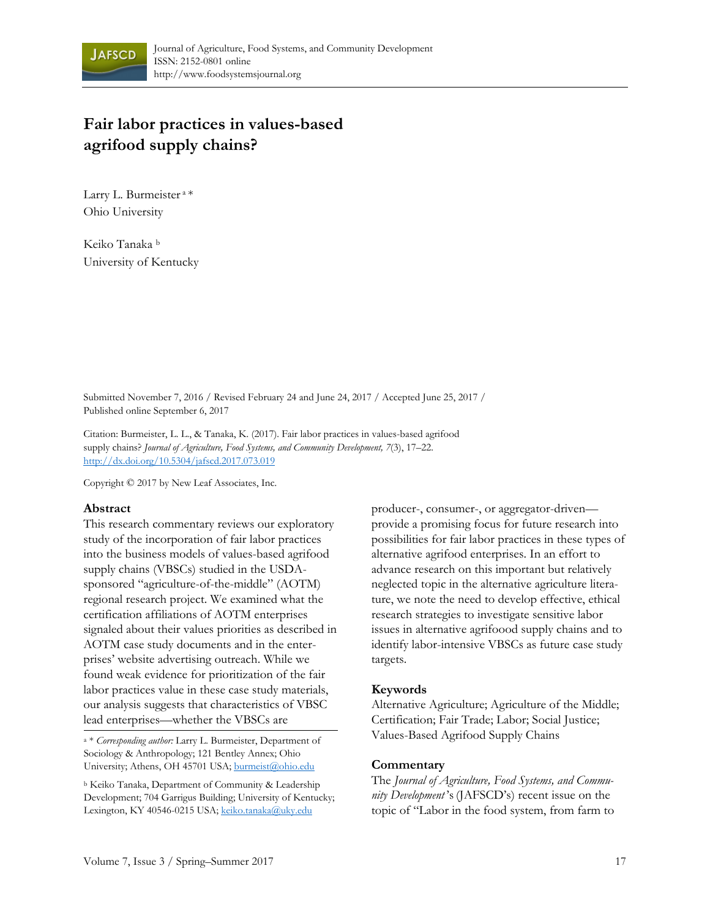# Fair labor practices in values-based agrifood supply chains?

Larry L. Burmeister [a] *
Ohio University

Keiko Tanaka [b]
University of Kentucky

Submitted November 7, 2016 / Revised February 24 and June 24, 2017 / Accepted June 25, 2017 / Published online September 6, 2017

Citation: Burmeister, L. L., & Tanaka, K. (2017). Fair labor practices in values-based agrifood supply chains? *Journal of Agriculture, Food Systems, and Community Development, 7*(3), 17–22. http://dx.doi.org/10.5304/jafscd.2017.073.019

Copyright © 2017 by New Leaf Associates, Inc.

## Abstract

This research commentary reviews our exploratory study of the incorporation of fair labor practices into the business models of values-based agrifood supply chains (VBSCs) studied in the USDA-sponsored "agriculture-of-the-middle" (AOTM) regional research project. We examined what the certification affiliations of AOTM enterprises signaled about their values priorities as described in AOTM case study documents and in the enterprises' website advertising outreach. While we found weak evidence for prioritization of the fair labor practices value in these case study materials, our analysis suggests that characteristics of VBSC lead enterprises—whether the VBSCs are producer-, consumer-, or aggregator-driven—provide a promising focus for future research into possibilities for fair labor practices in these types of alternative agrifood enterprises. In an effort to advance research on this important but relatively neglected topic in the alternative agriculture literature, we note the need to develop effective, ethical research strategies to investigate sensitive labor issues in alternative agrifoood supply chains and to identify labor-intensive VBSCs as future case study targets.

[a] * *Corresponding author:* Larry L. Burmeister, Department of Sociology & Anthropology; 121 Bentley Annex; Ohio University; Athens, OH 45701 USA; burmeist@ohio.edu

[b] Keiko Tanaka, Department of Community & Leadership Development; 704 Garrigus Building; University of Kentucky; Lexington, KY 40546-0215 USA; keiko.tanaka@uky.edu

## Keywords

Alternative Agriculture; Agriculture of the Middle; Certification; Fair Trade; Labor; Social Justice; Values-Based Agrifood Supply Chains

## Commentary

The *Journal of Agriculture, Food Systems, and Community Development*'s (JAFSCD's) recent issue on the topic of "Labor in the food system, from farm to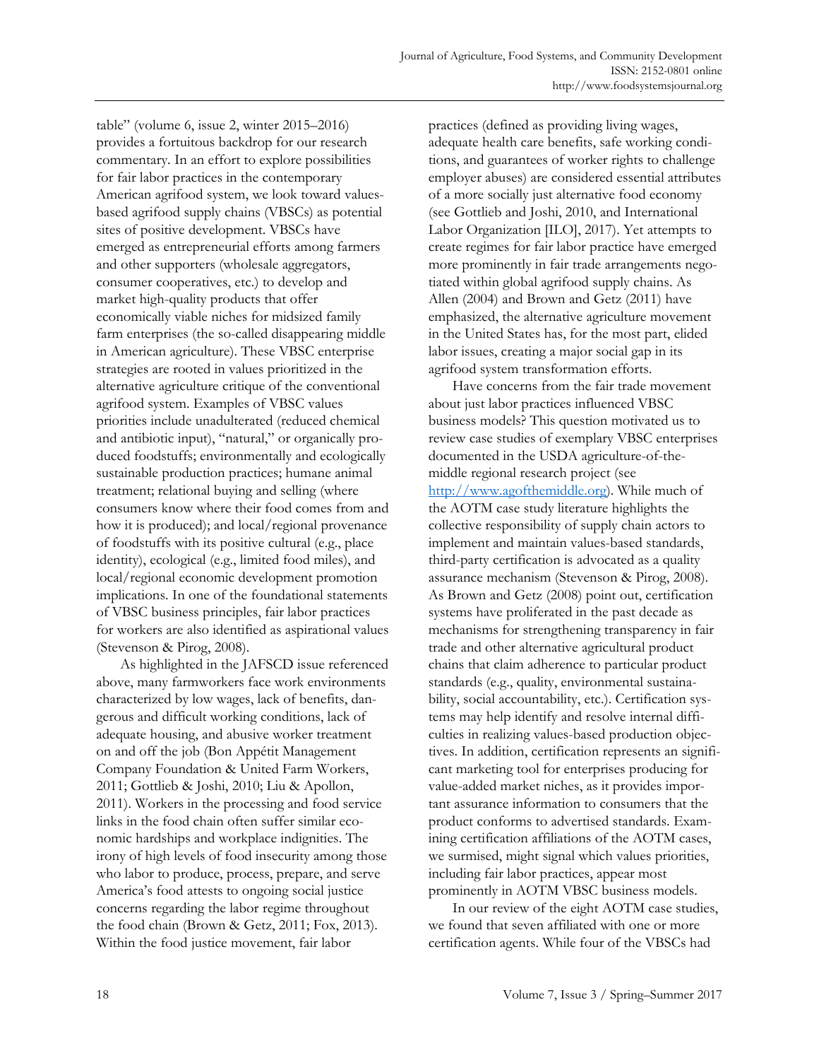table" (volume 6, issue 2, winter 2015–2016) provides a fortuitous backdrop for our research commentary. In an effort to explore possibilities for fair labor practices in the contemporary American agrifood system, we look toward values-based agrifood supply chains (VBSCs) as potential sites of positive development. VBSCs have emerged as entrepreneurial efforts among farmers and other supporters (wholesale aggregators, consumer cooperatives, etc.) to develop and market high-quality products that offer economically viable niches for midsized family farm enterprises (the so-called disappearing middle in American agriculture). These VBSC enterprise strategies are rooted in values prioritized in the alternative agriculture critique of the conventional agrifood system. Examples of VBSC values priorities include unadulterated (reduced chemical and antibiotic input), "natural," or organically produced foodstuffs; environmentally and ecologically sustainable production practices; humane animal treatment; relational buying and selling (where consumers know where their food comes from and how it is produced); and local/regional provenance of foodstuffs with its positive cultural (e.g., place identity), ecological (e.g., limited food miles), and local/regional economic development promotion implications. In one of the foundational statements of VBSC business principles, fair labor practices for workers are also identified as aspirational values (Stevenson & Pirog, 2008).

As highlighted in the JAFSCD issue referenced above, many farmworkers face work environments characterized by low wages, lack of benefits, dangerous and difficult working conditions, lack of adequate housing, and abusive worker treatment on and off the job (Bon Appétit Management Company Foundation & United Farm Workers, 2011; Gottlieb & Joshi, 2010; Liu & Apollon, 2011). Workers in the processing and food service links in the food chain often suffer similar economic hardships and workplace indignities. The irony of high levels of food insecurity among those who labor to produce, process, prepare, and serve America's food attests to ongoing social justice concerns regarding the labor regime throughout the food chain (Brown & Getz, 2011; Fox, 2013). Within the food justice movement, fair labor practices (defined as providing living wages, adequate health care benefits, safe working conditions, and guarantees of worker rights to challenge employer abuses) are considered essential attributes of a more socially just alternative food economy (see Gottlieb and Joshi, 2010, and International Labor Organization [ILO], 2017). Yet attempts to create regimes for fair labor practice have emerged more prominently in fair trade arrangements negotiated within global agrifood supply chains. As Allen (2004) and Brown and Getz (2011) have emphasized, the alternative agriculture movement in the United States has, for the most part, elided labor issues, creating a major social gap in its agrifood system transformation efforts.

Have concerns from the fair trade movement about just labor practices influenced VBSC business models? This question motivated us to review case studies of exemplary VBSC enterprises documented in the USDA agriculture-of-the-middle regional research project (see http://www.agofthemiddle.org). While much of the AOTM case study literature highlights the collective responsibility of supply chain actors to implement and maintain values-based standards, third-party certification is advocated as a quality assurance mechanism (Stevenson & Pirog, 2008). As Brown and Getz (2008) point out, certification systems have proliferated in the past decade as mechanisms for strengthening transparency in fair trade and other alternative agricultural product chains that claim adherence to particular product standards (e.g., quality, environmental sustainability, social accountability, etc.). Certification systems may help identify and resolve internal difficulties in realizing values-based production objectives. In addition, certification represents a significant marketing tool for enterprises producing for value-added market niches, as it provides important assurance information to consumers that the product conforms to advertised standards. Examining certification affiliations of the AOTM cases, we surmised, might signal which values priorities, including fair labor practices, appear most prominently in AOTM VBSC business models.

In our review of the eight AOTM case studies, we found that seven affiliated with one or more certification agents. While four of the VBSCs had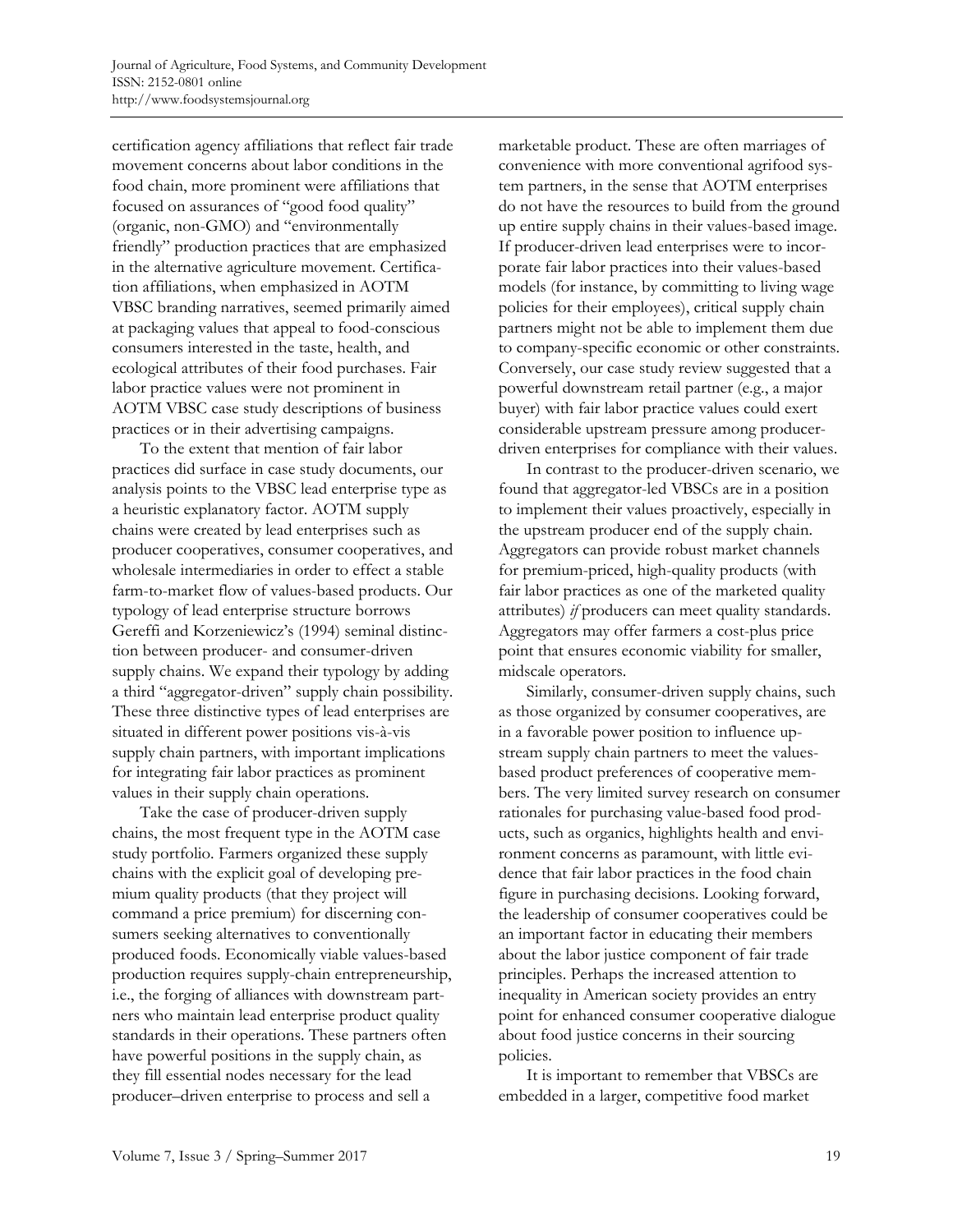certification agency affiliations that reflect fair trade movement concerns about labor conditions in the food chain, more prominent were affiliations that focused on assurances of "good food quality" (organic, non-GMO) and "environmentally friendly" production practices that are emphasized in the alternative agriculture movement. Certification affiliations, when emphasized in AOTM VBSC branding narratives, seemed primarily aimed at packaging values that appeal to food-conscious consumers interested in the taste, health, and ecological attributes of their food purchases. Fair labor practice values were not prominent in AOTM VBSC case study descriptions of business practices or in their advertising campaigns.

To the extent that mention of fair labor practices did surface in case study documents, our analysis points to the VBSC lead enterprise type as a heuristic explanatory factor. AOTM supply chains were created by lead enterprises such as producer cooperatives, consumer cooperatives, and wholesale intermediaries in order to effect a stable farm-to-market flow of values-based products. Our typology of lead enterprise structure borrows Gereffi and Korzeniewicz's (1994) seminal distinction between producer- and consumer-driven supply chains. We expand their typology by adding a third "aggregator-driven" supply chain possibility. These three distinctive types of lead enterprises are situated in different power positions vis-à-vis supply chain partners, with important implications for integrating fair labor practices as prominent values in their supply chain operations.

Take the case of producer-driven supply chains, the most frequent type in the AOTM case study portfolio. Farmers organized these supply chains with the explicit goal of developing premium quality products (that they project will command a price premium) for discerning consumers seeking alternatives to conventionally produced foods. Economically viable values-based production requires supply-chain entrepreneurship, i.e., the forging of alliances with downstream partners who maintain lead enterprise product quality standards in their operations. These partners often have powerful positions in the supply chain, as they fill essential nodes necessary for the lead producer–driven enterprise to process and sell a marketable product. These are often marriages of convenience with more conventional agrifood system partners, in the sense that AOTM enterprises do not have the resources to build from the ground up entire supply chains in their values-based image. If producer-driven lead enterprises were to incorporate fair labor practices into their values-based models (for instance, by committing to living wage policies for their employees), critical supply chain partners might not be able to implement them due to company-specific economic or other constraints. Conversely, our case study review suggested that a powerful downstream retail partner (e.g., a major buyer) with fair labor practice values could exert considerable upstream pressure among producer-driven enterprises for compliance with their values.

In contrast to the producer-driven scenario, we found that aggregator-led VBSCs are in a position to implement their values proactively, especially in the upstream producer end of the supply chain. Aggregators can provide robust market channels for premium-priced, high-quality products (with fair labor practices as one of the marketed quality attributes) *if* producers can meet quality standards. Aggregators may offer farmers a cost-plus price point that ensures economic viability for smaller, midscale operators.

Similarly, consumer-driven supply chains, such as those organized by consumer cooperatives, are in a favorable power position to influence upstream supply chain partners to meet the values-based product preferences of cooperative members. The very limited survey research on consumer rationales for purchasing value-based food products, such as organics, highlights health and environment concerns as paramount, with little evidence that fair labor practices in the food chain figure in purchasing decisions. Looking forward, the leadership of consumer cooperatives could be an important factor in educating their members about the labor justice component of fair trade principles. Perhaps the increased attention to inequality in American society provides an entry point for enhanced consumer cooperative dialogue about food justice concerns in their sourcing policies.

It is important to remember that VBSCs are embedded in a larger, competitive food market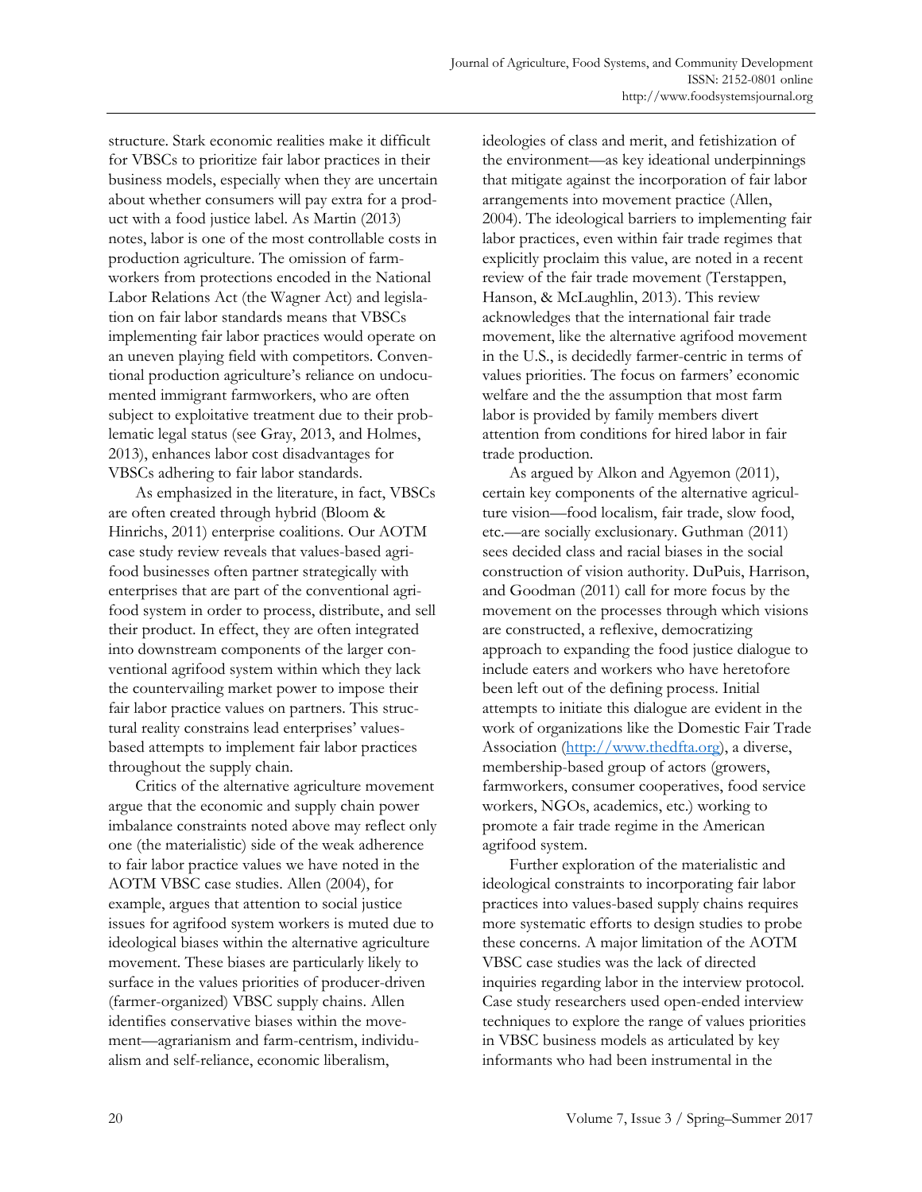structure. Stark economic realities make it difficult for VBSCs to prioritize fair labor practices in their business models, especially when they are uncertain about whether consumers will pay extra for a product with a food justice label. As Martin (2013) notes, labor is one of the most controllable costs in production agriculture. The omission of farmworkers from protections encoded in the National Labor Relations Act (the Wagner Act) and legislation on fair labor standards means that VBSCs implementing fair labor practices would operate on an uneven playing field with competitors. Conventional production agriculture's reliance on undocumented immigrant farmworkers, who are often subject to exploitative treatment due to their problematic legal status (see Gray, 2013, and Holmes, 2013), enhances labor cost disadvantages for VBSCs adhering to fair labor standards.

As emphasized in the literature, in fact, VBSCs are often created through hybrid (Bloom & Hinrichs, 2011) enterprise coalitions. Our AOTM case study review reveals that values-based agrifood businesses often partner strategically with enterprises that are part of the conventional agrifood system in order to process, distribute, and sell their product. In effect, they are often integrated into downstream components of the larger conventional agrifood system within which they lack the countervailing market power to impose their fair labor practice values on partners. This structural reality constrains lead enterprises' values-based attempts to implement fair labor practices throughout the supply chain.

Critics of the alternative agriculture movement argue that the economic and supply chain power imbalance constraints noted above may reflect only one (the materialistic) side of the weak adherence to fair labor practice values we have noted in the AOTM VBSC case studies. Allen (2004), for example, argues that attention to social justice issues for agrifood system workers is muted due to ideological biases within the alternative agriculture movement. These biases are particularly likely to surface in the values priorities of producer-driven (farmer-organized) VBSC supply chains. Allen identifies conservative biases within the movement—agrarianism and farm-centrism, individualism and self-reliance, economic liberalism, ideologies of class and merit, and fetishization of the environment—as key ideational underpinnings that mitigate against the incorporation of fair labor arrangements into movement practice (Allen, 2004). The ideological barriers to implementing fair labor practices, even within fair trade regimes that explicitly proclaim this value, are noted in a recent review of the fair trade movement (Terstappen, Hanson, & McLaughlin, 2013). This review acknowledges that the international fair trade movement, like the alternative agrifood movement in the U.S., is decidedly farmer-centric in terms of values priorities. The focus on farmers' economic welfare and the the assumption that most farm labor is provided by family members divert attention from conditions for hired labor in fair trade production.

As argued by Alkon and Agyemon (2011), certain key components of the alternative agriculture vision—food localism, fair trade, slow food, etc.—are socially exclusionary. Guthman (2011) sees decided class and racial biases in the social construction of vision authority. DuPuis, Harrison, and Goodman (2011) call for more focus by the movement on the processes through which visions are constructed, a reflexive, democratizing approach to expanding the food justice dialogue to include eaters and workers who have heretofore been left out of the defining process. Initial attempts to initiate this dialogue are evident in the work of organizations like the Domestic Fair Trade Association (http://www.thedfta.org), a diverse, membership-based group of actors (growers, farmworkers, consumer cooperatives, food service workers, NGOs, academics, etc.) working to promote a fair trade regime in the American agrifood system.

Further exploration of the materialistic and ideological constraints to incorporating fair labor practices into values-based supply chains requires more systematic efforts to design studies to probe these concerns. A major limitation of the AOTM VBSC case studies was the lack of directed inquiries regarding labor in the interview protocol. Case study researchers used open-ended interview techniques to explore the range of values priorities in VBSC business models as articulated by key informants who had been instrumental in the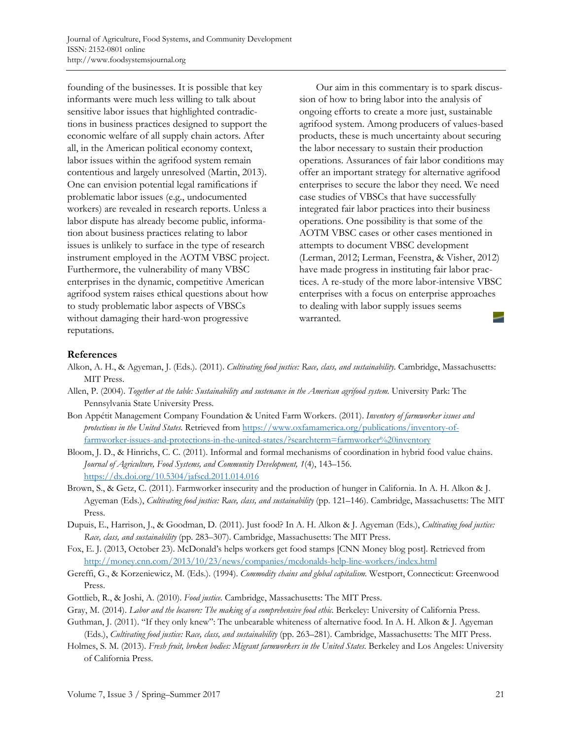founding of the businesses. It is possible that key informants were much less willing to talk about sensitive labor issues that highlighted contradictions in business practices designed to support the economic welfare of all supply chain actors. After all, in the American political economy context, labor issues within the agrifood system remain contentious and largely unresolved (Martin, 2013). One can envision potential legal ramifications if problematic labor issues (e.g., undocumented workers) are revealed in research reports. Unless a labor dispute has already become public, information about business practices relating to labor issues is unlikely to surface in the type of research instrument employed in the AOTM VBSC project. Furthermore, the vulnerability of many VBSC enterprises in the dynamic, competitive American agrifood system raises ethical questions about how to study problematic labor aspects of VBSCs without damaging their hard-won progressive reputations.

Our aim in this commentary is to spark discussion of how to bring labor into the analysis of ongoing efforts to create a more just, sustainable agrifood system. Among producers of values-based products, these is much uncertainty about securing the labor necessary to sustain their production operations. Assurances of fair labor conditions may offer an important strategy for alternative agrifood enterprises to secure the labor they need. We need case studies of VBSCs that have successfully integrated fair labor practices into their business operations. One possibility is that some of the AOTM VBSC cases or other cases mentioned in attempts to document VBSC development (Lerman, 2012; Lerman, Feenstra, & Visher, 2012) have made progress in instituting fair labor practices. A re-study of the more labor-intensive VBSC enterprises with a focus on enterprise approaches to dealing with labor supply issues seems warranted.

## References

Alkon, A. H., & Agyeman, J. (Eds.). (2011). *Cultivating food justice: Race, class, and sustainability.* Cambridge, Massachusetts: MIT Press.

Allen, P. (2004). *Together at the table: Sustainability and sustenance in the American agrifood system.* University Park: The Pennsylvania State University Press.

Bon Appétit Management Company Foundation & United Farm Workers. (2011). *Inventory of farmworker issues and protections in the United States.* Retrieved from https://www.oxfamamerica.org/publications/inventory-of-farmworker-issues-and-protections-in-the-united-states/?searchterm=farmworker%20inventory

Bloom, J. D., & Hinrichs, C. C. (2011). Informal and formal mechanisms of coordination in hybrid food value chains. *Journal of Agriculture, Food Systems, and Community Development, 1*(4), 143–156. https://dx.doi.org/10.5304/jafscd.2011.014.016

Brown, S., & Getz, C. (2011). Farmworker insecurity and the production of hunger in California. In A. H. Alkon & J. Agyeman (Eds.), *Cultivating food justice: Race, class, and sustainability* (pp. 121–146). Cambridge, Massachusetts: The MIT Press.

Dupuis, E., Harrison, J., & Goodman, D. (2011). Just food? In A. H. Alkon & J. Agyeman (Eds.), *Cultivating food justice: Race, class, and sustainability* (pp. 283–307). Cambridge, Massachusetts: The MIT Press.

Fox, E. J. (2013, October 23). McDonald's helps workers get food stamps [CNN Money blog post]. Retrieved from http://money.cnn.com/2013/10/23/news/companies/mcdonalds-help-line-workers/index.html

Gereffi, G., & Korzeniewicz, M. (Eds.). (1994). *Commodity chains and global capitalism.* Westport, Connecticut: Greenwood Press.

Gottlieb, R., & Joshi, A. (2010). *Food justice.* Cambridge, Massachusetts: The MIT Press.

Gray, M. (2014). *Labor and the locavore: The making of a comprehensive food ethic.* Berkeley: University of California Press.

Guthman, J. (2011). "If they only knew": The unbearable whiteness of alternative food. In A. H. Alkon & J. Agyeman (Eds.), *Cultivating food justice: Race, class, and sustainability* (pp. 263–281). Cambridge, Massachusetts: The MIT Press.

Holmes, S. M. (2013). *Fresh fruit, broken bodies: Migrant farmworkers in the United States.* Berkeley and Los Angeles: University of California Press.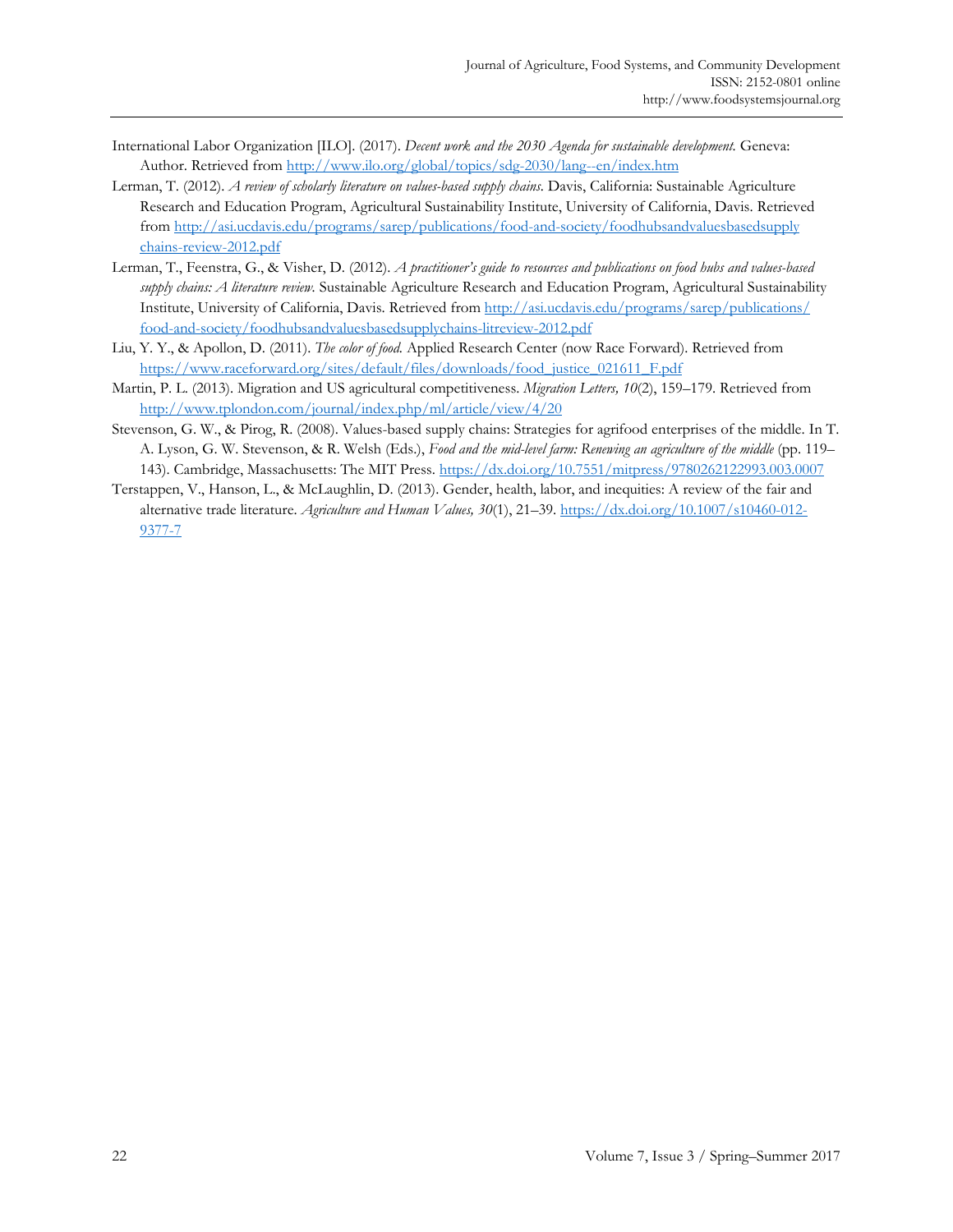International Labor Organization [ILO]. (2017). *Decent work and the 2030 Agenda for sustainable development.* Geneva: Author. Retrieved from http://www.ilo.org/global/topics/sdg-2030/lang--en/index.htm

Lerman, T. (2012). *A review of scholarly literature on values-based supply chains.* Davis, California: Sustainable Agriculture Research and Education Program, Agricultural Sustainability Institute, University of California, Davis. Retrieved from http://asi.ucdavis.edu/programs/sarep/publications/food-and-society/foodhubsandvaluesbasedsupplychains-review-2012.pdf

Lerman, T., Feenstra, G., & Visher, D. (2012). *A practitioner's guide to resources and publications on food hubs and values-based supply chains: A literature review.* Sustainable Agriculture Research and Education Program, Agricultural Sustainability Institute, University of California, Davis. Retrieved from http://asi.ucdavis.edu/programs/sarep/publications/food-and-society/foodhubsandvaluesbasedsupplychains-litreview-2012.pdf

Liu, Y. Y., & Apollon, D. (2011). *The color of food.* Applied Research Center (now Race Forward). Retrieved from https://www.raceforward.org/sites/default/files/downloads/food_justice_021611_F.pdf

Martin, P. L. (2013). Migration and US agricultural competitiveness. *Migration Letters, 10*(2), 159–179. Retrieved from http://www.tplondon.com/journal/index.php/ml/article/view/4/20

Stevenson, G. W., & Pirog, R. (2008). Values-based supply chains: Strategies for agrifood enterprises of the middle. In T. A. Lyson, G. W. Stevenson, & R. Welsh (Eds.), *Food and the mid-level farm: Renewing an agriculture of the middle* (pp. 119–143). Cambridge, Massachusetts: The MIT Press. https://dx.doi.org/10.7551/mitpress/9780262122993.003.0007

Terstappen, V., Hanson, L., & McLaughlin, D. (2013). Gender, health, labor, and inequities: A review of the fair and alternative trade literature. *Agriculture and Human Values, 30*(1), 21–39. https://dx.doi.org/10.1007/s10460-012-9377-7